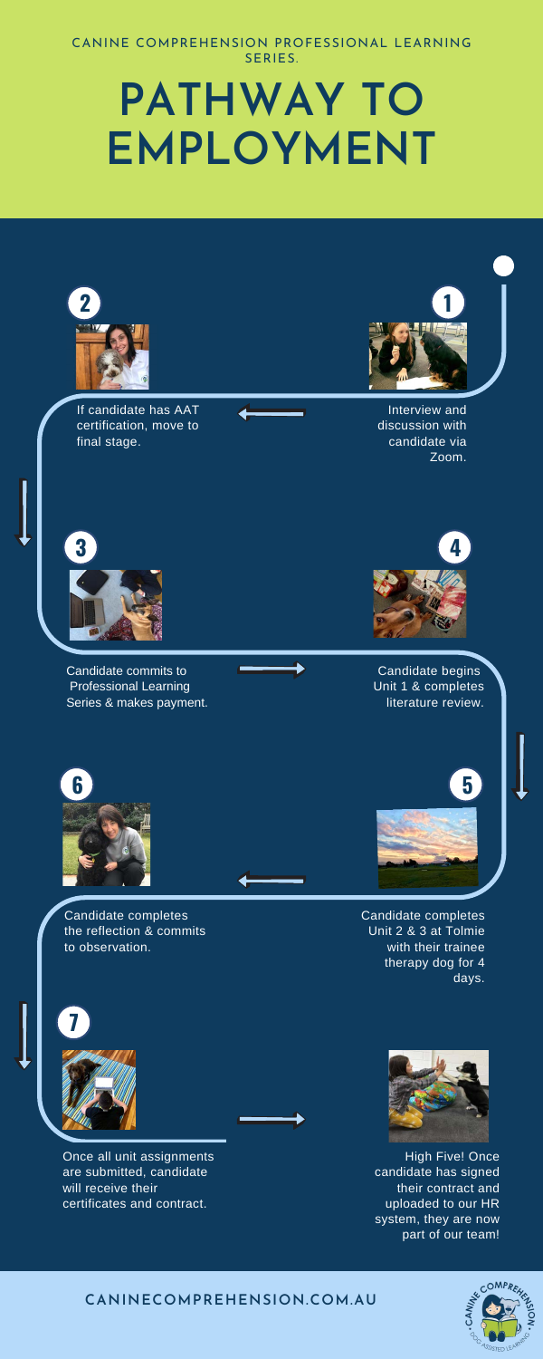CANINE COMPREHENSION PROFESSIONAL LEARNING SERIES.

# PATHWAY TO EMPLOYMENT

**1** Interview and discussion with candidate via Zoom.

**2** If candidate has AAT certification, move to final stage.

**3** Candidate commits to Professional Learning Series & makes payment.

**4** Candidate begins Unit 1 & completes literature review.

**5** Candidate completes Unit 2 & 3 at Tolmie with their trainee therapy dog for 4 days.

**6** Candidate completes the reflection & commits to observation.

**7** Once all unit assignments are submitted, candidate will receive their certificates and contract.

High Five! Once candidate has signed their contract and uploaded to our HR system, they are now part of our team!

CANINECOMPREHENSION.COM.AU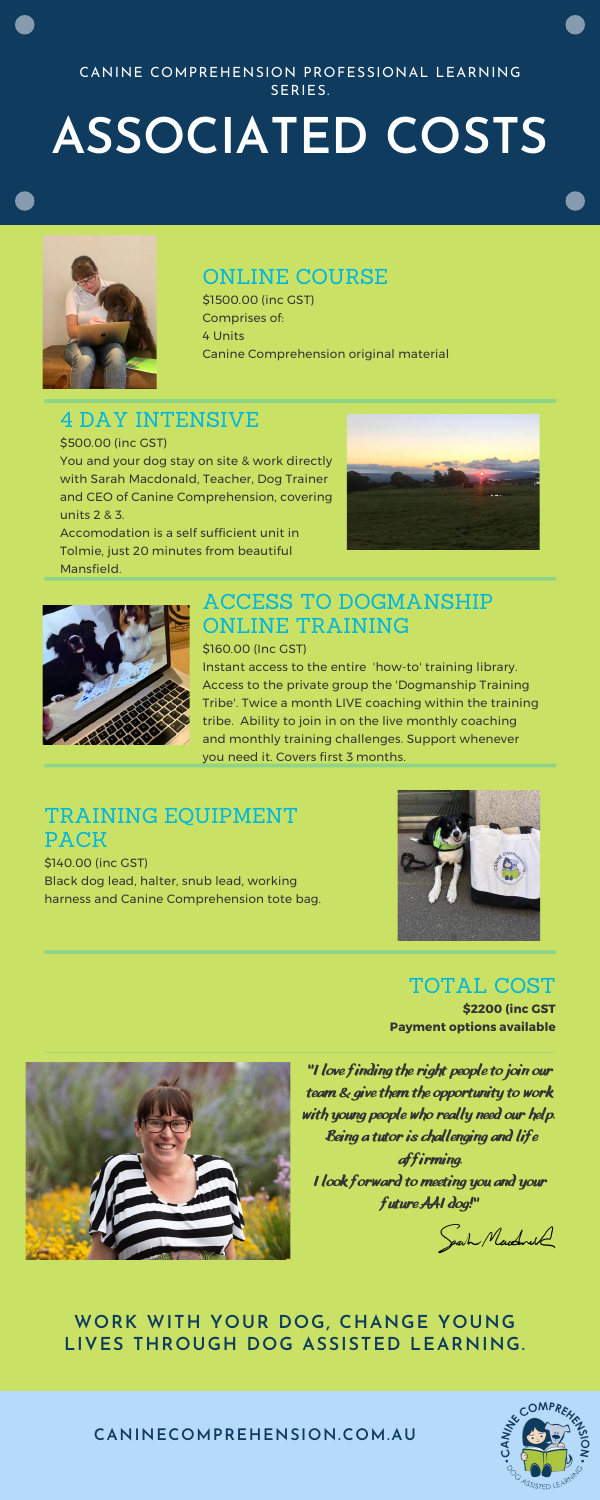CANINE COMPREHENSION PROFESSIONAL LEARNING SERIES.

# ASSOCIATED COSTS

## ONLINE COURSE

$1500.00 (inc GST)
Comprises of:
4 Units
Canine Comprehension original material

## 4 DAY INTENSIVE

$500.00 (inc GST)
You and your dog stay on site & work directly with Sarah Macdonald, Teacher, Dog Trainer and CEO of Canine Comprehension, covering units 2 & 3.
Accomodation is a self sufficient unit in Tolmie, just 20 minutes from beautiful Mansfield.

## ACCESS TO DOGMANSHIP ONLINE TRAINING

$160.00 (Inc GST)
Instant access to the entire 'how-to' training library. Access to the private group the 'Dogmanship Training Tribe'. Twice a month LIVE coaching within the training tribe. Ability to join in on the live monthly coaching and monthly training challenges. Support whenever you need it. Covers first 3 months.

## TRAINING EQUIPMENT PACK

$140.00 (inc GST)
Black dog lead, halter, snub lead, working harness and Canine Comprehension tote bag.

## TOTAL COST

**$2200 (inc GST**
**Payment options available**

*"I love finding the right people to join our team & give them the opportunity to work with young people who really need our help. Being a tutor is challenging and life affirming. I look forward to meeting you and your future AAI dog!"*

Sarah Macdonald

**WORK WITH YOUR DOG, CHANGE YOUNG LIVES THROUGH DOG ASSISTED LEARNING.**

CANINECOMPREHENSION.COM.AU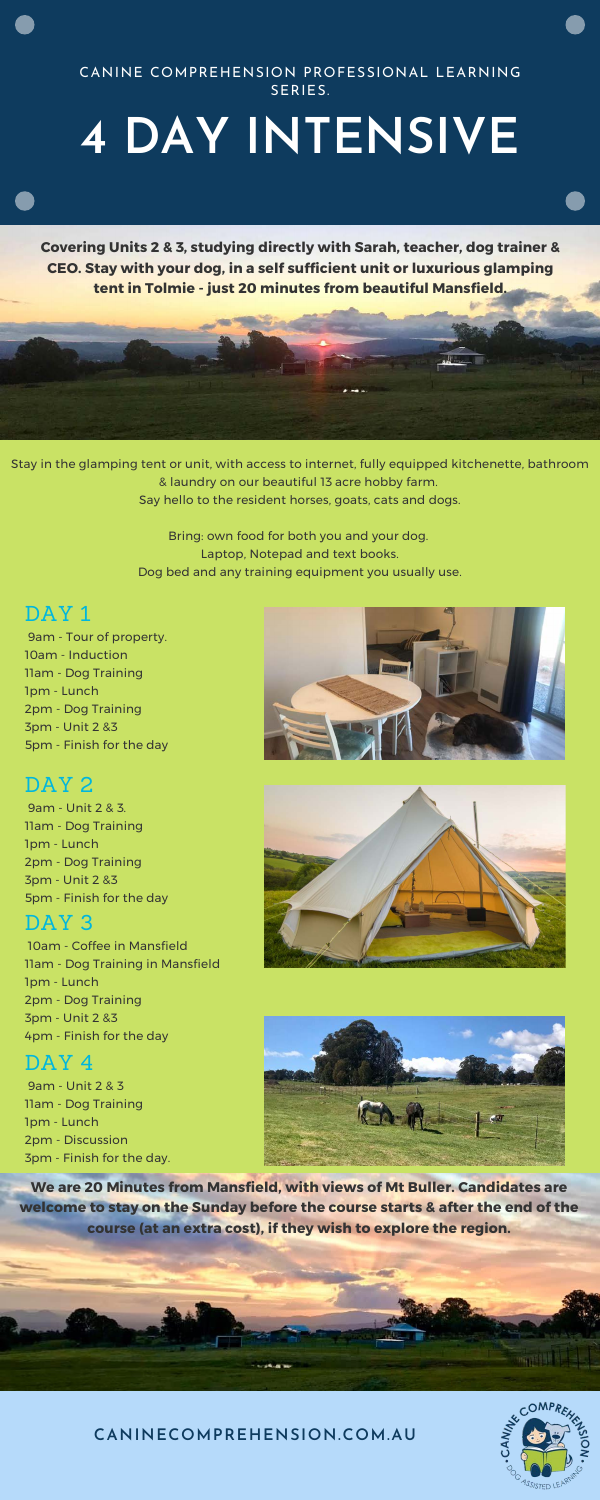CANINE COMPREHENSION PROFESSIONAL LEARNING SERIES.

# 4 DAY INTENSIVE

**Covering Units 2 & 3, studying directly with Sarah, teacher, dog trainer & CEO. Stay with your dog, in a self sufficient unit or luxurious glamping tent in Tolmie - just 20 minutes from beautiful Mansfield.**

Stay in the glamping tent or unit, with access to internet, fully equipped kitchenette, bathroom & laundry on our beautiful 13 acre hobby farm.
Say hello to the resident horses, goats, cats and dogs.

Bring: own food for both you and your dog.
Laptop, Notepad and text books.
Dog bed and any training equipment you usually use.

## DAY 1

9am - Tour of property.
10am - Induction
11am - Dog Training
1pm - Lunch
2pm - Dog Training
3pm - Unit 2 &3
5pm - Finish for the day

## DAY 2

9am - Unit 2 & 3.
11am - Dog Training
1pm - Lunch
2pm - Dog Training
3pm - Unit 2 &3
5pm - Finish for the day

## DAY 3

10am - Coffee in Mansfield
11am - Dog Training in Mansfield
1pm - Lunch
2pm - Dog Training
3pm - Unit 2 &3
4pm - Finish for the day

## DAY 4

9am - Unit 2 & 3
11am - Dog Training
1pm - Lunch
2pm - Discussion
3pm - Finish for the day.

**We are 20 Minutes from Mansfield, with views of Mt Buller. Candidates are welcome to stay on the Sunday before the course starts & after the end of the course (at an extra cost), if they wish to explore the region.**

CANINECOMPREHENSION.COM.AU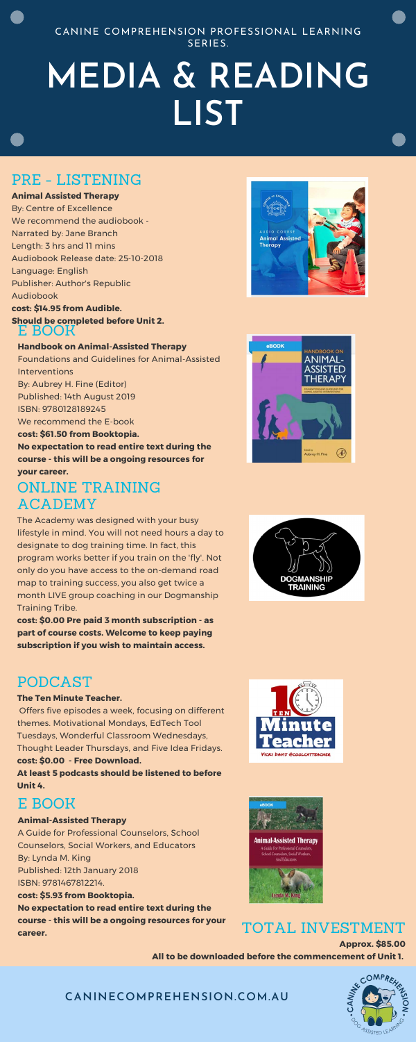CANINE COMPREHENSION PROFESSIONAL LEARNING SERIES.

# MEDIA & READING LIST

## PRE - LISTENING

**Animal Assisted Therapy**
By: Centre of Excellence
We recommend the audiobook -
Narrated by: Jane Branch
Length: 3 hrs and 11 mins
Audiobook Release date: 25-10-2018
Language: English
Publisher: Author's Republic Audiobook
**cost: $14.95 from Audible.**
**Should be completed before Unit 2.**

## E BOOK

**Handbook on Animal-Assisted Therapy**
Foundations and Guidelines for Animal-Assisted Interventions
By: Aubrey H. Fine (Editor)
Published: 14th August 2019
ISBN: 9780128189245
We recommend the E-book
**cost: $61.50 from Booktopia.**
**No expectation to read entire text during the course - this will be a ongoing resources for your career.**

## ONLINE TRAINING ACADEMY

The Academy was designed with your busy lifestyle in mind. You will not need hours a day to designate to dog training time. In fact, this program works better if you train on the 'fly'. Not only do you have access to the on-demand road map to training success, you also get twice a month LIVE group coaching in our Dogmanship Training Tribe.

**cost: $0.00 Pre paid 3 month subscription - as part of course costs. Welcome to keep paying subscription if you wish to maintain access.**

## PODCAST

**The Ten Minute Teacher.**
Offers five episodes a week, focusing on different themes. Motivational Mondays, EdTech Tool Tuesdays, Wonderful Classroom Wednesdays, Thought Leader Thursdays, and Five Idea Fridays.
**cost: $0.00 - Free Download.**
**At least 5 podcasts should be listened to before Unit 4.**

## E BOOK

**Animal-Assisted Therapy**
A Guide for Professional Counselors, School Counselors, Social Workers, and Educators
By: Lynda M. King
Published: 12th January 2018
ISBN: 9781467812214.
**cost: $5.93 from Booktopia.**
**No expectation to read entire text during the course - this will be a ongoing resources for your career.**

## TOTAL INVESTMENT

**Approx. $85.00**
**All to be downloaded before the commencement of Unit 1.**

CANINECOMPREHENSION.COM.AU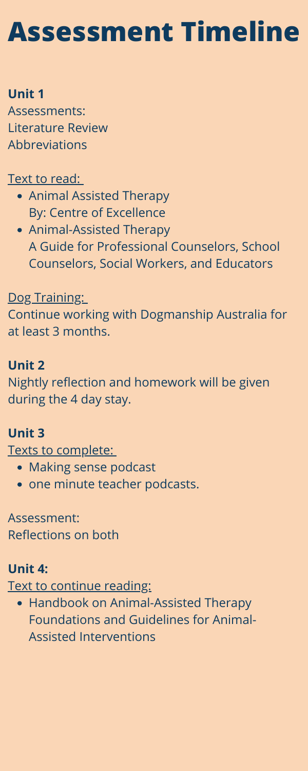# Assessment Timeline

**Unit 1**
Assessments:
Literature Review
Abbreviations

<u>Text to read:</u>

- Animal Assisted Therapy
  By: Centre of Excellence
- Animal-Assisted Therapy
  A Guide for Professional Counselors, School Counselors, Social Workers, and Educators

<u>Dog Training:</u>
Continue working with Dogmanship Australia for at least 3 months.

**Unit 2**
Nightly reflection and homework will be given during the 4 day stay.

**Unit 3**
<u>Texts to complete:</u>

- Making sense podcast
- one minute teacher podcasts.

Assessment:
Reflections on both

**Unit 4:**
<u>Text to continue reading:</u>

- Handbook on Animal-Assisted Therapy Foundations and Guidelines for Animal-Assisted Interventions